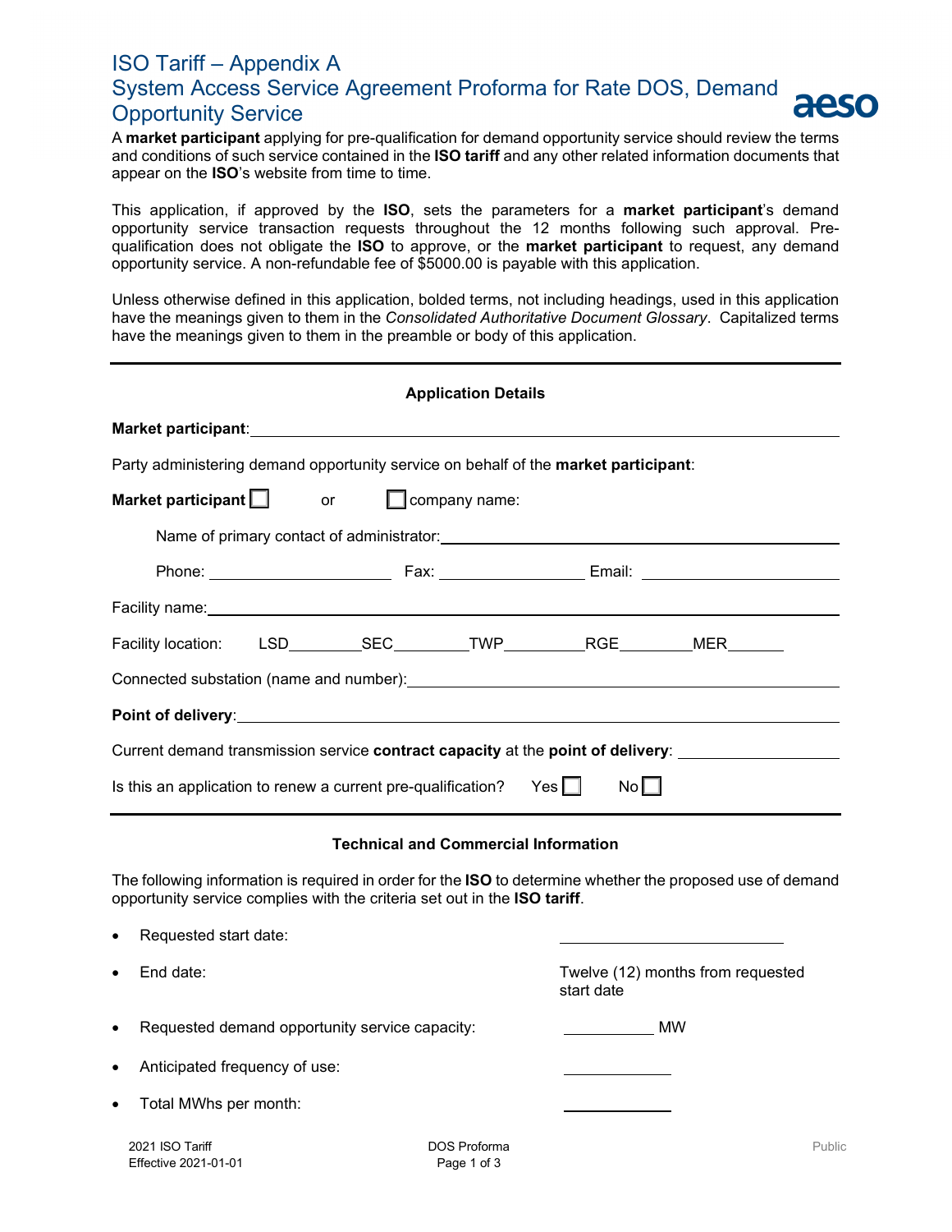# ISO Tariff – Appendix A
## System Access Service Agreement Proforma for Rate DOS, Demand Opportunity Service

A **market participant** applying for pre-qualification for demand opportunity service should review the terms and conditions of such service contained in the **ISO tariff** and any other related information documents that appear on the **ISO**'s website from time to time.

This application, if approved by the **ISO**, sets the parameters for a **market participant**'s demand opportunity service transaction requests throughout the 12 months following such approval. Pre-qualification does not obligate the **ISO** to approve, or the **market participant** to request, any demand opportunity service. A non-refundable fee of $5000.00 is payable with this application.

Unless otherwise defined in this application, bolded terms, not including headings, used in this application have the meanings given to them in the *Consolidated Authoritative Document Glossary*. Capitalized terms have the meanings given to them in the preamble or body of this application.

---

### Application Details

**Market participant**: ____________________________________________

Party administering demand opportunity service on behalf of the **market participant**:

**Market participant** ☐ or ☐ company name:

Name of primary contact of administrator: ____________________________________________

Phone: ____________________ Fax: ____________________ Email: ____________________

Facility name: ____________________________________________

Facility location: LSD________ SEC________ TWP________ RGE________ MER_______

Connected substation (name and number): ____________________________________________

**Point of delivery**: ____________________________________________

Current demand transmission service **contract capacity** at the **point of delivery**: ____________________

Is this an application to renew a current pre-qualification? Yes ☐ No ☐

---

### Technical and Commercial Information

The following information is required in order for the **ISO** to determine whether the proposed use of demand opportunity service complies with the criteria set out in the **ISO tariff**.

- Requested start date: ____________________
- End date: Twelve (12) months from requested start date
- Requested demand opportunity service capacity: __________ MW
- Anticipated frequency of use: ____________
- Total MWhs per month: ____________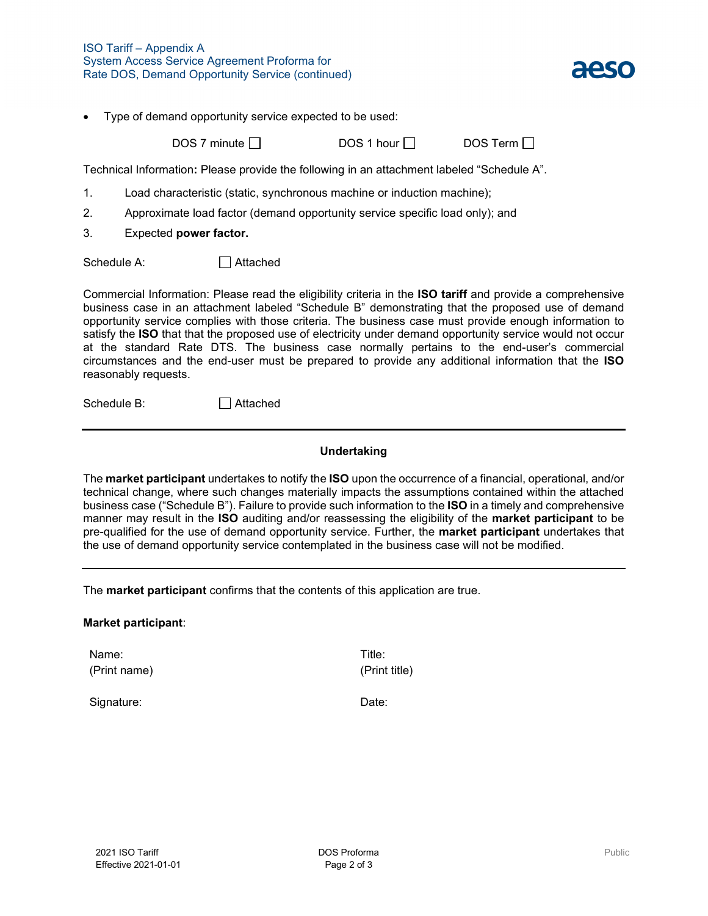- Type of demand opportunity service expected to be used:

DOS 7 minute ☐ DOS 1 hour ☐ DOS Term ☐

Technical Information**:** Please provide the following in an attachment labeled "Schedule A".

1. Load characteristic (static, synchronous machine or induction machine);
2. Approximate load factor (demand opportunity service specific load only); and
3. Expected **power factor.**

Schedule A: ☐ Attached

Commercial Information: Please read the eligibility criteria in the **ISO tariff** and provide a comprehensive business case in an attachment labeled "Schedule B" demonstrating that the proposed use of demand opportunity service complies with those criteria. The business case must provide enough information to satisfy the **ISO** that that the proposed use of electricity under demand opportunity service would not occur at the standard Rate DTS. The business case normally pertains to the end-user's commercial circumstances and the end-user must be prepared to provide any additional information that the **ISO** reasonably requests.

Schedule B: ☐ Attached

---

**Undertaking**

The **market participant** undertakes to notify the **ISO** upon the occurrence of a financial, operational, and/or technical change, where such changes materially impacts the assumptions contained within the attached business case ("Schedule B"). Failure to provide such information to the **ISO** in a timely and comprehensive manner may result in the **ISO** auditing and/or reassessing the eligibility of the **market participant** to be pre-qualified for the use of demand opportunity service. Further, the **market participant** undertakes that the use of demand opportunity service contemplated in the business case will not be modified.

---

The **market participant** confirms that the contents of this application are true.

**Market participant**:

Name:
(Print name)

Title:
(Print title)

Signature:

Date: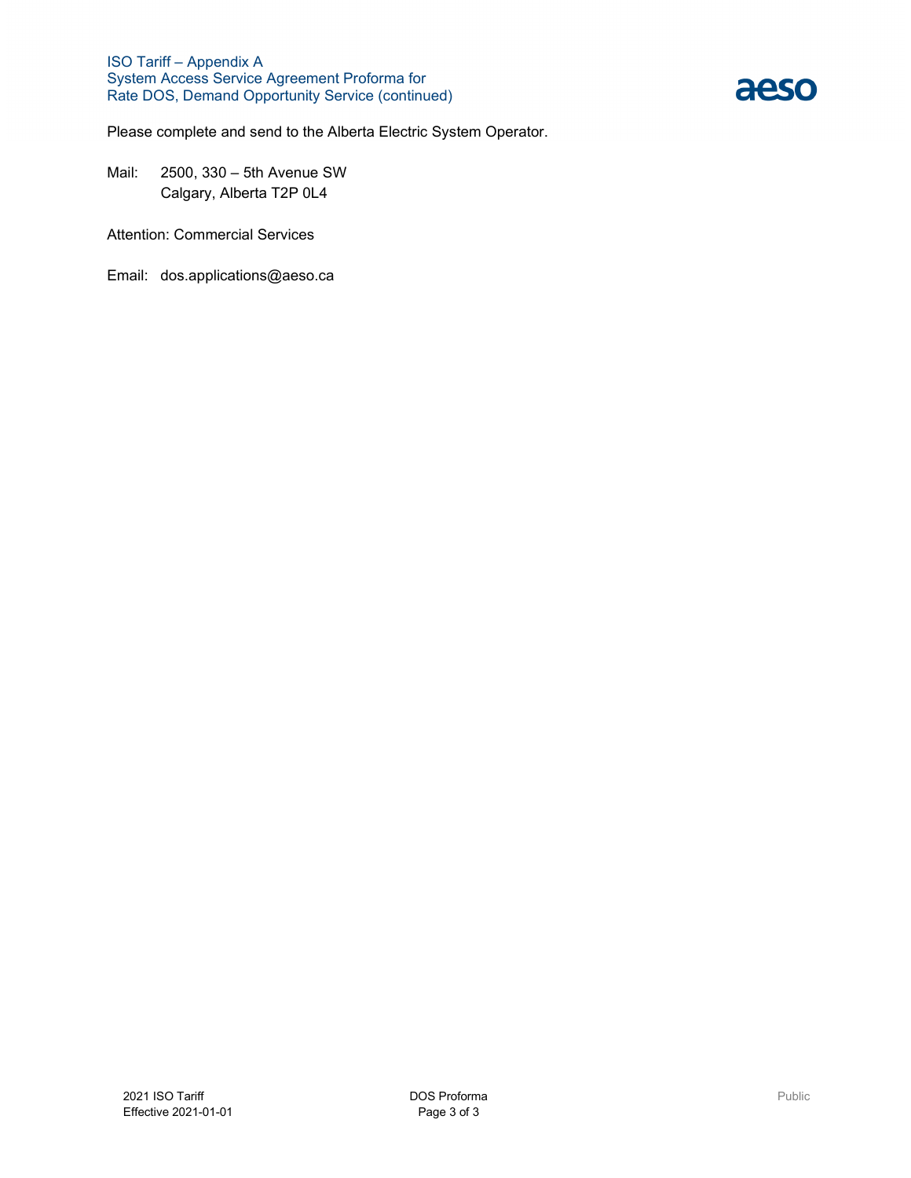Please complete and send to the Alberta Electric System Operator.

Mail: 2500, 330 – 5th Avenue SW
Calgary, Alberta T2P 0L4

Attention: Commercial Services

Email: dos.applications@aeso.ca